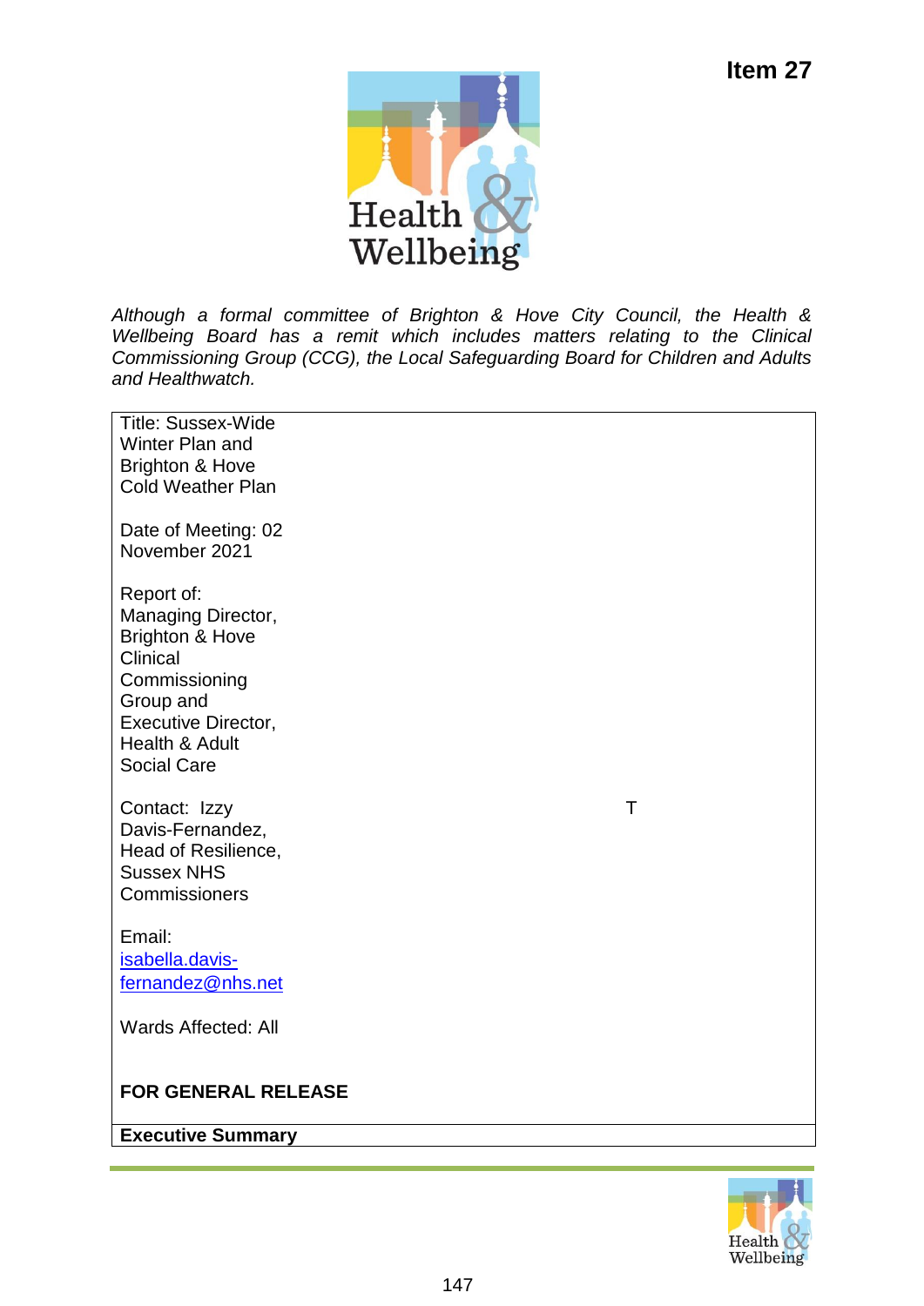**Item 27**

*Although a formal committee of Brighton & Hove City Council, the Health & Wellbeing Board has a remit which includes matters relating to the Clinical Commissioning Group (CCG), the Local Safeguarding Board for Children and Adults and Healthwatch.*

Title: Sussex-Wide Winter Plan and Brighton & Hove Cold Weather Plan

Date of Meeting: 02 November 2021

Report of: Managing Director, Brighton & Hove Clinical Commissioning Group and Executive Director, Health & Adult Social Care

Contact: Izzy Davis-Fernandez, Head of Resilience, Sussex NHS Commissioners

T

Email: isabella.davis-fernandez@nhs.net

Wards Affected: All

**FOR GENERAL RELEASE**

**Executive Summary**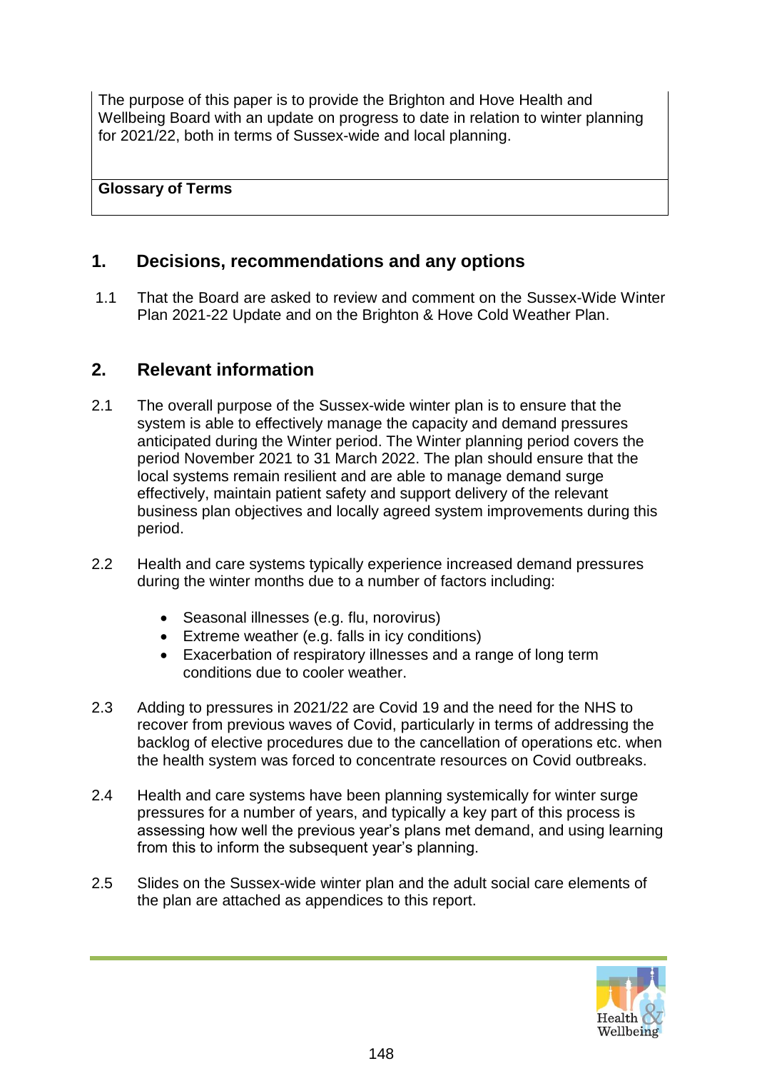The purpose of this paper is to provide the Brighton and Hove Health and Wellbeing Board with an update on progress to date in relation to winter planning for 2021/22, both in terms of Sussex-wide and local planning.

**Glossary of Terms**

## 1. Decisions, recommendations and any options

1.1 That the Board are asked to review and comment on the Sussex-Wide Winter Plan 2021-22 Update and on the Brighton & Hove Cold Weather Plan.

## 2. Relevant information

2.1 The overall purpose of the Sussex-wide winter plan is to ensure that the system is able to effectively manage the capacity and demand pressures anticipated during the Winter period. The Winter planning period covers the period November 2021 to 31 March 2022. The plan should ensure that the local systems remain resilient and are able to manage demand surge effectively, maintain patient safety and support delivery of the relevant business plan objectives and locally agreed system improvements during this period.

2.2 Health and care systems typically experience increased demand pressures during the winter months due to a number of factors including:

- Seasonal illnesses (e.g. flu, norovirus)
- Extreme weather (e.g. falls in icy conditions)
- Exacerbation of respiratory illnesses and a range of long term conditions due to cooler weather.

2.3 Adding to pressures in 2021/22 are Covid 19 and the need for the NHS to recover from previous waves of Covid, particularly in terms of addressing the backlog of elective procedures due to the cancellation of operations etc. when the health system was forced to concentrate resources on Covid outbreaks.

2.4 Health and care systems have been planning systemically for winter surge pressures for a number of years, and typically a key part of this process is assessing how well the previous year's plans met demand, and using learning from this to inform the subsequent year's planning.

2.5 Slides on the Sussex-wide winter plan and the adult social care elements of the plan are attached as appendices to this report.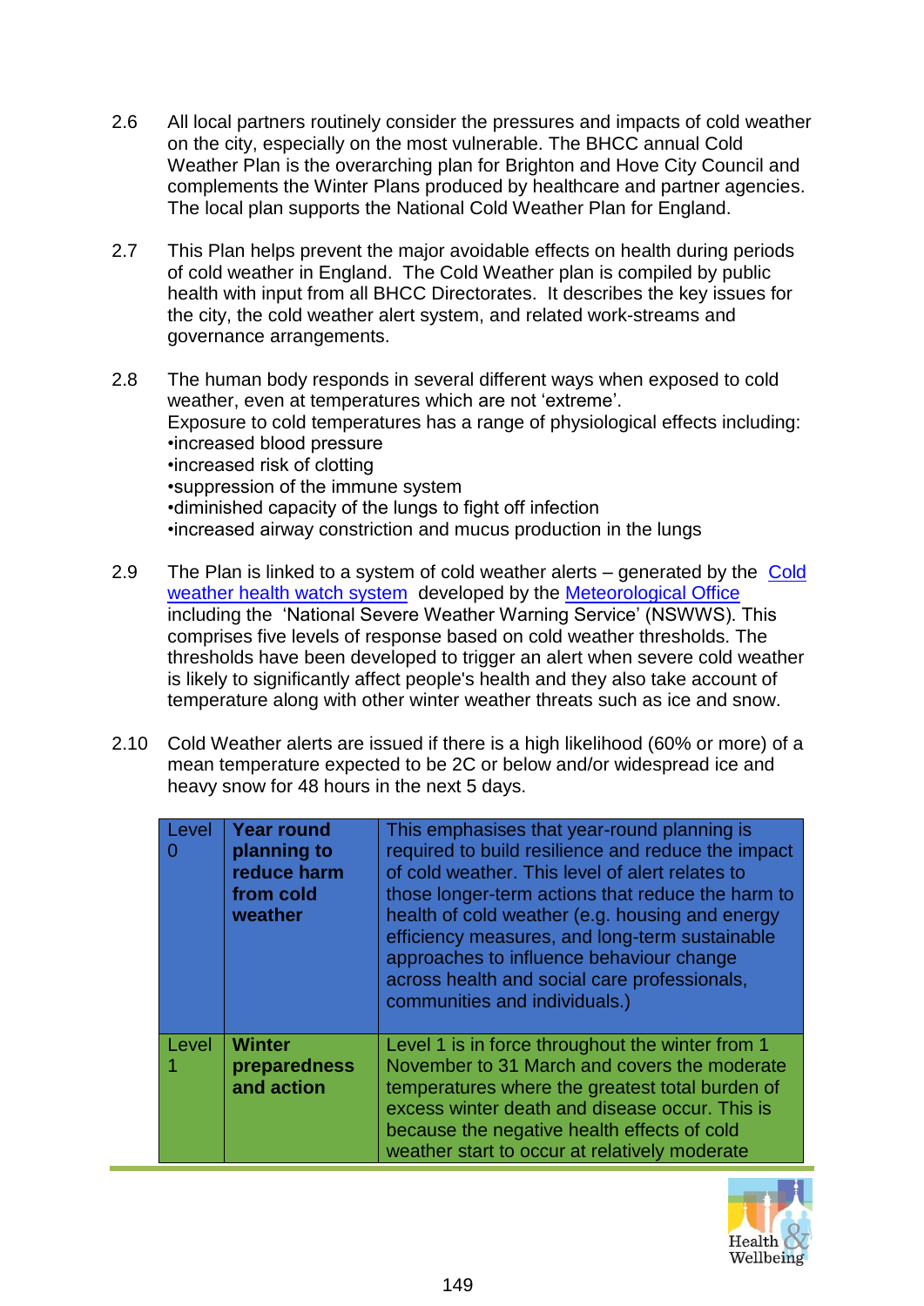2.6 All local partners routinely consider the pressures and impacts of cold weather on the city, especially on the most vulnerable. The BHCC annual Cold Weather Plan is the overarching plan for Brighton and Hove City Council and complements the Winter Plans produced by healthcare and partner agencies. The local plan supports the National Cold Weather Plan for England.

2.7 This Plan helps prevent the major avoidable effects on health during periods of cold weather in England. The Cold Weather plan is compiled by public health with input from all BHCC Directorates. It describes the key issues for the city, the cold weather alert system, and related work-streams and governance arrangements.

2.8 The human body responds in several different ways when exposed to cold weather, even at temperatures which are not 'extreme'.
Exposure to cold temperatures has a range of physiological effects including:
- increased blood pressure
- increased risk of clotting
- suppression of the immune system
- diminished capacity of the lungs to fight off infection
- increased airway constriction and mucus production in the lungs

2.9 The Plan is linked to a system of cold weather alerts – generated by the Cold weather health watch system developed by the Meteorological Office including the 'National Severe Weather Warning Service' (NSWWS). This comprises five levels of response based on cold weather thresholds. The thresholds have been developed to trigger an alert when severe cold weather is likely to significantly affect people's health and they also take account of temperature along with other winter weather threats such as ice and snow.

2.10 Cold Weather alerts are issued if there is a high likelihood (60% or more) of a mean temperature expected to be 2C or below and/or widespread ice and heavy snow for 48 hours in the next 5 days.

| Level | | |
|---|---|---|
| Level 0 | **Year round planning to reduce harm from cold weather** | This emphasises that year-round planning is required to build resilience and reduce the impact of cold weather. This level of alert relates to those longer-term actions that reduce the harm to health of cold weather (e.g. housing and energy efficiency measures, and long-term sustainable approaches to influence behaviour change across health and social care professionals, communities and individuals.) |
| Level 1 | **Winter preparedness and action** | Level 1 is in force throughout the winter from 1 November to 31 March and covers the moderate temperatures where the greatest total burden of excess winter death and disease occur. This is because the negative health effects of cold weather start to occur at relatively moderate |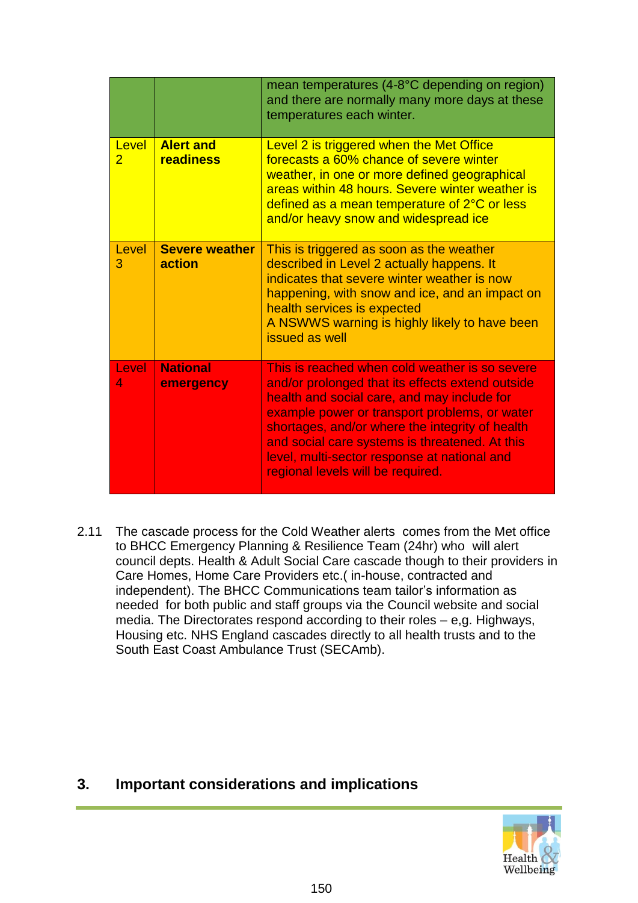| | | |
|---|---|---|
| | | mean temperatures (4-8°C depending on region) and there are normally many more days at these temperatures each winter. |
| Level 2 | **Alert and readiness** | Level 2 is triggered when the Met Office forecasts a 60% chance of severe winter weather, in one or more defined geographical areas within 48 hours. Severe winter weather is defined as a mean temperature of 2°C or less and/or heavy snow and widespread ice |
| Level 3 | **Severe weather action** | This is triggered as soon as the weather described in Level 2 actually happens. It indicates that severe winter weather is now happening, with snow and ice, and an impact on health services is expected<br>A NSWWS warning is highly likely to have been issued as well |
| Level 4 | **National emergency** | This is reached when cold weather is so severe and/or prolonged that its effects extend outside health and social care, and may include for example power or transport problems, or water shortages, and/or where the integrity of health and social care systems is threatened. At this level, multi-sector response at national and regional levels will be required. |

2.11 The cascade process for the Cold Weather alerts comes from the Met office to BHCC Emergency Planning & Resilience Team (24hr) who will alert council depts. Health & Adult Social Care cascade though to their providers in Care Homes, Home Care Providers etc.( in-house, contracted and independent). The BHCC Communications team tailor's information as needed for both public and staff groups via the Council website and social media. The Directorates respond according to their roles – e,g. Highways, Housing etc. NHS England cascades directly to all health trusts and to the South East Coast Ambulance Trust (SECAmb).

## 3. Important considerations and implications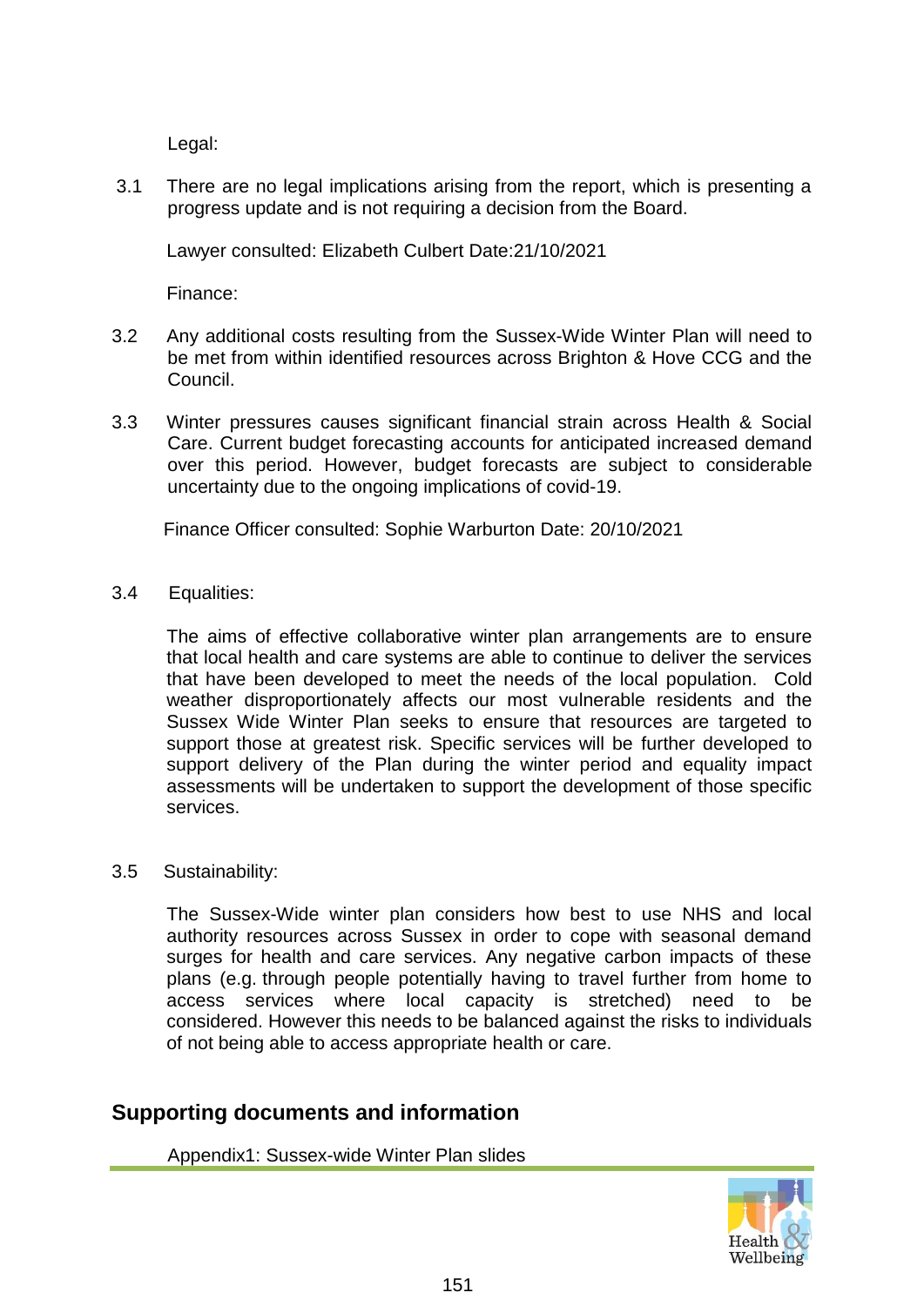Legal:

3.1 There are no legal implications arising from the report, which is presenting a progress update and is not requiring a decision from the Board.

Lawyer consulted: Elizabeth Culbert Date:21/10/2021

Finance:

3.2 Any additional costs resulting from the Sussex-Wide Winter Plan will need to be met from within identified resources across Brighton & Hove CCG and the Council.

3.3 Winter pressures causes significant financial strain across Health & Social Care. Current budget forecasting accounts for anticipated increased demand over this period. However, budget forecasts are subject to considerable uncertainty due to the ongoing implications of covid-19.

Finance Officer consulted: Sophie Warburton Date: 20/10/2021

3.4 Equalities:

The aims of effective collaborative winter plan arrangements are to ensure that local health and care systems are able to continue to deliver the services that have been developed to meet the needs of the local population. Cold weather disproportionately affects our most vulnerable residents and the Sussex Wide Winter Plan seeks to ensure that resources are targeted to support those at greatest risk. Specific services will be further developed to support delivery of the Plan during the winter period and equality impact assessments will be undertaken to support the development of those specific services.

3.5 Sustainability:

The Sussex-Wide winter plan considers how best to use NHS and local authority resources across Sussex in order to cope with seasonal demand surges for health and care services. Any negative carbon impacts of these plans (e.g. through people potentially having to travel further from home to access services where local capacity is stretched) need to be considered. However this needs to be balanced against the risks to individuals of not being able to access appropriate health or care.

## Supporting documents and information

Appendix1: Sussex-wide Winter Plan slides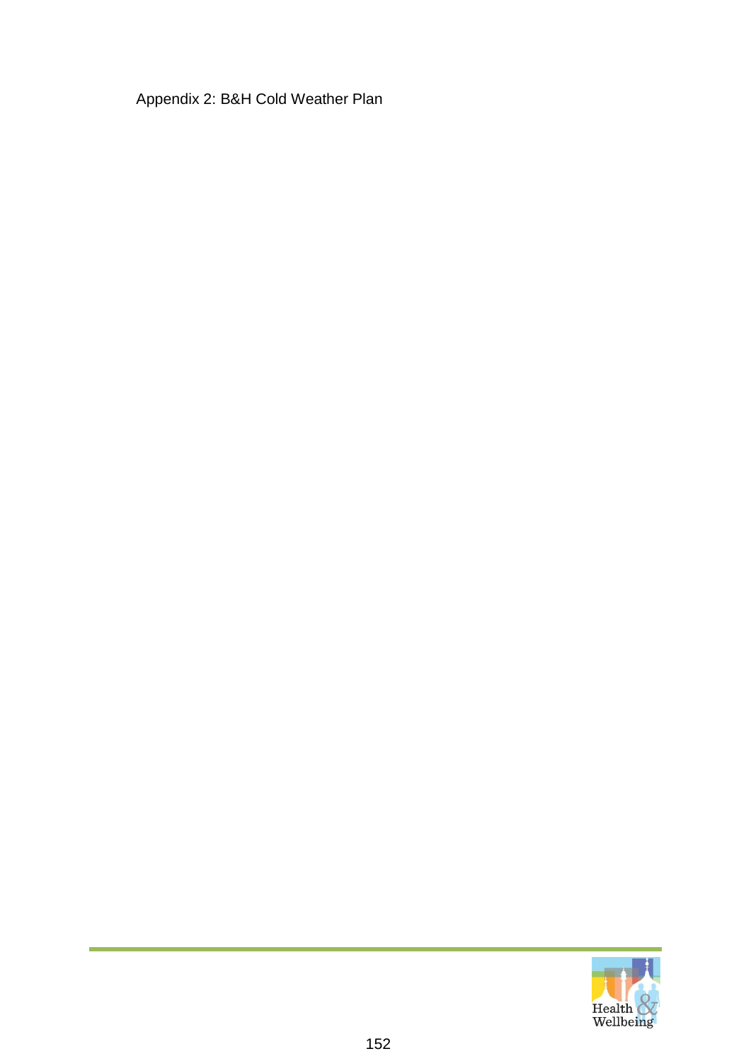Appendix 2: B&H Cold Weather Plan